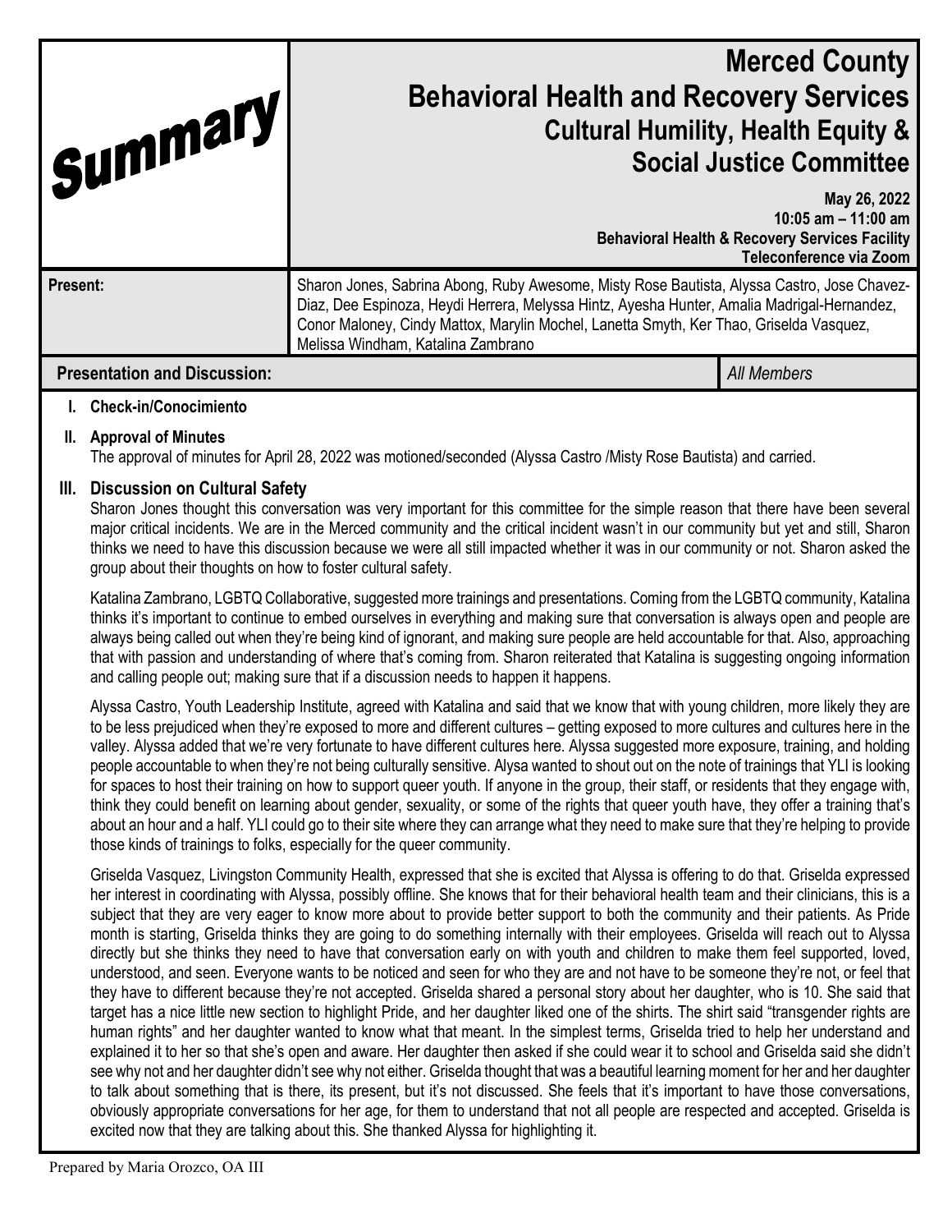# Summary

# Merced County
## Behavioral Health and Recovery Services
### Cultural Humility, Health Equity & Social Justice Committee

**May 26, 2022**
**10:05 am – 11:00 am**
**Behavioral Health & Recovery Services Facility**
**Teleconference via Zoom**

| | |
|---|---|
| **Present:** | Sharon Jones, Sabrina Abong, Ruby Awesome, Misty Rose Bautista, Alyssa Castro, Jose Chavez-Diaz, Dee Espinoza, Heydi Herrera, Melyssa Hintz, Ayesha Hunter, Amalia Madrigal-Hernandez, Conor Maloney, Cindy Mattox, Marylin Mochel, Lanetta Smyth, Ker Thao, Griselda Vasquez, Melissa Windham, Katalina Zambrano |

| **Presentation and Discussion:** | *All Members* |
|---|---|

**I. Check-in/Conocimiento**

**II. Approval of Minutes**

The approval of minutes for April 28, 2022 was motioned/seconded (Alyssa Castro /Misty Rose Bautista) and carried.

**III. Discussion on Cultural Safety**

Sharon Jones thought this conversation was very important for this committee for the simple reason that there have been several major critical incidents. We are in the Merced community and the critical incident wasn't in our community but yet and still, Sharon thinks we need to have this discussion because we were all still impacted whether it was in our community or not. Sharon asked the group about their thoughts on how to foster cultural safety.

Katalina Zambrano, LGBTQ Collaborative, suggested more trainings and presentations. Coming from the LGBTQ community, Katalina thinks it's important to continue to embed ourselves in everything and making sure that conversation is always open and people are always being called out when they're being kind of ignorant, and making sure people are held accountable for that. Also, approaching that with passion and understanding of where that's coming from. Sharon reiterated that Katalina is suggesting ongoing information and calling people out; making sure that if a discussion needs to happen it happens.

Alyssa Castro, Youth Leadership Institute, agreed with Katalina and said that we know that with young children, more likely they are to be less prejudiced when they're exposed to more and different cultures – getting exposed to more cultures and cultures here in the valley. Alyssa added that we're very fortunate to have different cultures here. Alyssa suggested more exposure, training, and holding people accountable to when they're not being culturally sensitive. Alysa wanted to shout out on the note of trainings that YLI is looking for spaces to host their training on how to support queer youth. If anyone in the group, their staff, or residents that they engage with, think they could benefit on learning about gender, sexuality, or some of the rights that queer youth have, they offer a training that's about an hour and a half. YLI could go to their site where they can arrange what they need to make sure that they're helping to provide those kinds of trainings to folks, especially for the queer community.

Griselda Vasquez, Livingston Community Health, expressed that she is excited that Alyssa is offering to do that. Griselda expressed her interest in coordinating with Alyssa, possibly offline. She knows that for their behavioral health team and their clinicians, this is a subject that they are very eager to know more about to provide better support to both the community and their patients. As Pride month is starting, Griselda thinks they are going to do something internally with their employees. Griselda will reach out to Alyssa directly but she thinks they need to have that conversation early on with youth and children to make them feel supported, loved, understood, and seen. Everyone wants to be noticed and seen for who they are and not have to be someone they're not, or feel that they have to different because they're not accepted. Griselda shared a personal story about her daughter, who is 10. She said that target has a nice little new section to highlight Pride, and her daughter liked one of the shirts. The shirt said "transgender rights are human rights" and her daughter wanted to know what that meant. In the simplest terms, Griselda tried to help her understand and explained it to her so that she's open and aware. Her daughter then asked if she could wear it to school and Griselda said she didn't see why not and her daughter didn't see why not either. Griselda thought that was a beautiful learning moment for her and her daughter to talk about something that is there, its present, but it's not discussed. She feels that it's important to have those conversations, obviously appropriate conversations for her age, for them to understand that not all people are respected and accepted. Griselda is excited now that they are talking about this. She thanked Alyssa for highlighting it.

Prepared by Maria Orozco, OA III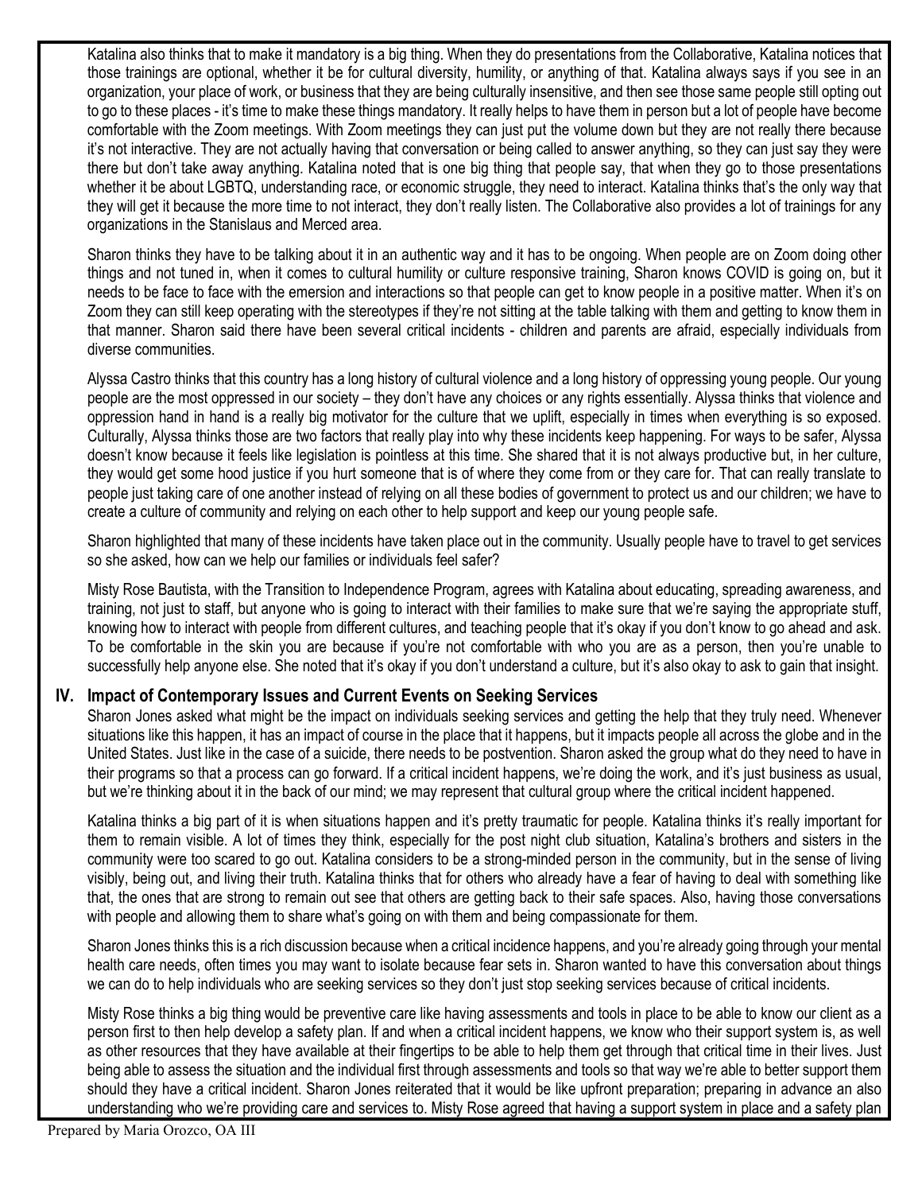Katalina also thinks that to make it mandatory is a big thing. When they do presentations from the Collaborative, Katalina notices that those trainings are optional, whether it be for cultural diversity, humility, or anything of that. Katalina always says if you see in an organization, your place of work, or business that they are being culturally insensitive, and then see those same people still opting out to go to these places - it's time to make these things mandatory. It really helps to have them in person but a lot of people have become comfortable with the Zoom meetings. With Zoom meetings they can just put the volume down but they are not really there because it's not interactive. They are not actually having that conversation or being called to answer anything, so they can just say they were there but don't take away anything. Katalina noted that is one big thing that people say, that when they go to those presentations whether it be about LGBTQ, understanding race, or economic struggle, they need to interact. Katalina thinks that's the only way that they will get it because the more time to not interact, they don't really listen. The Collaborative also provides a lot of trainings for any organizations in the Stanislaus and Merced area.

Sharon thinks they have to be talking about it in an authentic way and it has to be ongoing. When people are on Zoom doing other things and not tuned in, when it comes to cultural humility or culture responsive training, Sharon knows COVID is going on, but it needs to be face to face with the emersion and interactions so that people can get to know people in a positive matter. When it's on Zoom they can still keep operating with the stereotypes if they're not sitting at the table talking with them and getting to know them in that manner. Sharon said there have been several critical incidents - children and parents are afraid, especially individuals from diverse communities.

Alyssa Castro thinks that this country has a long history of cultural violence and a long history of oppressing young people. Our young people are the most oppressed in our society – they don't have any choices or any rights essentially. Alyssa thinks that violence and oppression hand in hand is a really big motivator for the culture that we uplift, especially in times when everything is so exposed. Culturally, Alyssa thinks those are two factors that really play into why these incidents keep happening. For ways to be safer, Alyssa doesn't know because it feels like legislation is pointless at this time. She shared that it is not always productive but, in her culture, they would get some hood justice if you hurt someone that is of where they come from or they care for. That can really translate to people just taking care of one another instead of relying on all these bodies of government to protect us and our children; we have to create a culture of community and relying on each other to help support and keep our young people safe.

Sharon highlighted that many of these incidents have taken place out in the community. Usually people have to travel to get services so she asked, how can we help our families or individuals feel safer?

Misty Rose Bautista, with the Transition to Independence Program, agrees with Katalina about educating, spreading awareness, and training, not just to staff, but anyone who is going to interact with their families to make sure that we're saying the appropriate stuff, knowing how to interact with people from different cultures, and teaching people that it's okay if you don't know to go ahead and ask. To be comfortable in the skin you are because if you're not comfortable with who you are as a person, then you're unable to successfully help anyone else. She noted that it's okay if you don't understand a culture, but it's also okay to ask to gain that insight.

## IV. Impact of Contemporary Issues and Current Events on Seeking Services

Sharon Jones asked what might be the impact on individuals seeking services and getting the help that they truly need. Whenever situations like this happen, it has an impact of course in the place that it happens, but it impacts people all across the globe and in the United States. Just like in the case of a suicide, there needs to be postvention. Sharon asked the group what do they need to have in their programs so that a process can go forward. If a critical incident happens, we're doing the work, and it's just business as usual, but we're thinking about it in the back of our mind; we may represent that cultural group where the critical incident happened.

Katalina thinks a big part of it is when situations happen and it's pretty traumatic for people. Katalina thinks it's really important for them to remain visible. A lot of times they think, especially for the post night club situation, Katalina's brothers and sisters in the community were too scared to go out. Katalina considers to be a strong-minded person in the community, but in the sense of living visibly, being out, and living their truth. Katalina thinks that for others who already have a fear of having to deal with something like that, the ones that are strong to remain out see that others are getting back to their safe spaces. Also, having those conversations with people and allowing them to share what's going on with them and being compassionate for them.

Sharon Jones thinks this is a rich discussion because when a critical incidence happens, and you're already going through your mental health care needs, often times you may want to isolate because fear sets in. Sharon wanted to have this conversation about things we can do to help individuals who are seeking services so they don't just stop seeking services because of critical incidents.

Misty Rose thinks a big thing would be preventive care like having assessments and tools in place to be able to know our client as a person first to then help develop a safety plan. If and when a critical incident happens, we know who their support system is, as well as other resources that they have available at their fingertips to be able to help them get through that critical time in their lives. Just being able to assess the situation and the individual first through assessments and tools so that way we're able to better support them should they have a critical incident. Sharon Jones reiterated that it would be like upfront preparation; preparing in advance an also understanding who we're providing care and services to. Misty Rose agreed that having a support system in place and a safety plan

Prepared by Maria Orozco, OA III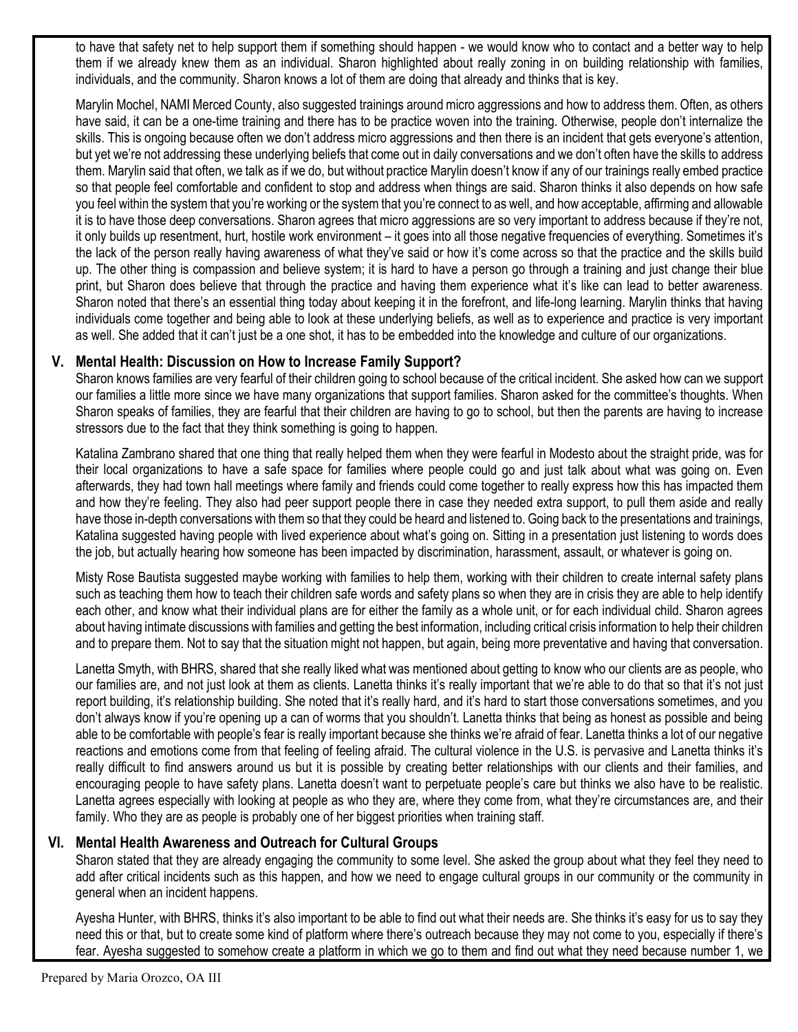to have that safety net to help support them if something should happen - we would know who to contact and a better way to help them if we already knew them as an individual. Sharon highlighted about really zoning in on building relationship with families, individuals, and the community. Sharon knows a lot of them are doing that already and thinks that is key.

Marylin Mochel, NAMI Merced County, also suggested trainings around micro aggressions and how to address them. Often, as others have said, it can be a one-time training and there has to be practice woven into the training. Otherwise, people don't internalize the skills. This is ongoing because often we don't address micro aggressions and then there is an incident that gets everyone's attention, but yet we're not addressing these underlying beliefs that come out in daily conversations and we don't often have the skills to address them. Marylin said that often, we talk as if we do, but without practice Marylin doesn't know if any of our trainings really embed practice so that people feel comfortable and confident to stop and address when things are said. Sharon thinks it also depends on how safe you feel within the system that you're working or the system that you're connect to as well, and how acceptable, affirming and allowable it is to have those deep conversations. Sharon agrees that micro aggressions are so very important to address because if they're not, it only builds up resentment, hurt, hostile work environment – it goes into all those negative frequencies of everything. Sometimes it's the lack of the person really having awareness of what they've said or how it's come across so that the practice and the skills build up. The other thing is compassion and believe system; it is hard to have a person go through a training and just change their blue print, but Sharon does believe that through the practice and having them experience what it's like can lead to better awareness. Sharon noted that there's an essential thing today about keeping it in the forefront, and life-long learning. Marylin thinks that having individuals come together and being able to look at these underlying beliefs, as well as to experience and practice is very important as well. She added that it can't just be a one shot, it has to be embedded into the knowledge and culture of our organizations.

## V. Mental Health: Discussion on How to Increase Family Support?

Sharon knows families are very fearful of their children going to school because of the critical incident. She asked how can we support our families a little more since we have many organizations that support families. Sharon asked for the committee's thoughts. When Sharon speaks of families, they are fearful that their children are having to go to school, but then the parents are having to increase stressors due to the fact that they think something is going to happen.

Katalina Zambrano shared that one thing that really helped them when they were fearful in Modesto about the straight pride, was for their local organizations to have a safe space for families where people could go and just talk about what was going on. Even afterwards, they had town hall meetings where family and friends could come together to really express how this has impacted them and how they're feeling. They also had peer support people there in case they needed extra support, to pull them aside and really have those in-depth conversations with them so that they could be heard and listened to. Going back to the presentations and trainings, Katalina suggested having people with lived experience about what's going on. Sitting in a presentation just listening to words does the job, but actually hearing how someone has been impacted by discrimination, harassment, assault, or whatever is going on.

Misty Rose Bautista suggested maybe working with families to help them, working with their children to create internal safety plans such as teaching them how to teach their children safe words and safety plans so when they are in crisis they are able to help identify each other, and know what their individual plans are for either the family as a whole unit, or for each individual child. Sharon agrees about having intimate discussions with families and getting the best information, including critical crisis information to help their children and to prepare them. Not to say that the situation might not happen, but again, being more preventative and having that conversation.

Lanetta Smyth, with BHRS, shared that she really liked what was mentioned about getting to know who our clients are as people, who our families are, and not just look at them as clients. Lanetta thinks it's really important that we're able to do that so that it's not just report building, it's relationship building. She noted that it's really hard, and it's hard to start those conversations sometimes, and you don't always know if you're opening up a can of worms that you shouldn't. Lanetta thinks that being as honest as possible and being able to be comfortable with people's fear is really important because she thinks we're afraid of fear. Lanetta thinks a lot of our negative reactions and emotions come from that feeling of feeling afraid. The cultural violence in the U.S. is pervasive and Lanetta thinks it's really difficult to find answers around us but it is possible by creating better relationships with our clients and their families, and encouraging people to have safety plans. Lanetta doesn't want to perpetuate people's care but thinks we also have to be realistic. Lanetta agrees especially with looking at people as who they are, where they come from, what they're circumstances are, and their family. Who they are as people is probably one of her biggest priorities when training staff.

## VI. Mental Health Awareness and Outreach for Cultural Groups

Sharon stated that they are already engaging the community to some level. She asked the group about what they feel they need to add after critical incidents such as this happen, and how we need to engage cultural groups in our community or the community in general when an incident happens.

Ayesha Hunter, with BHRS, thinks it's also important to be able to find out what their needs are. She thinks it's easy for us to say they need this or that, but to create some kind of platform where there's outreach because they may not come to you, especially if there's fear. Ayesha suggested to somehow create a platform in which we go to them and find out what they need because number 1, we

Prepared by Maria Orozco, OA III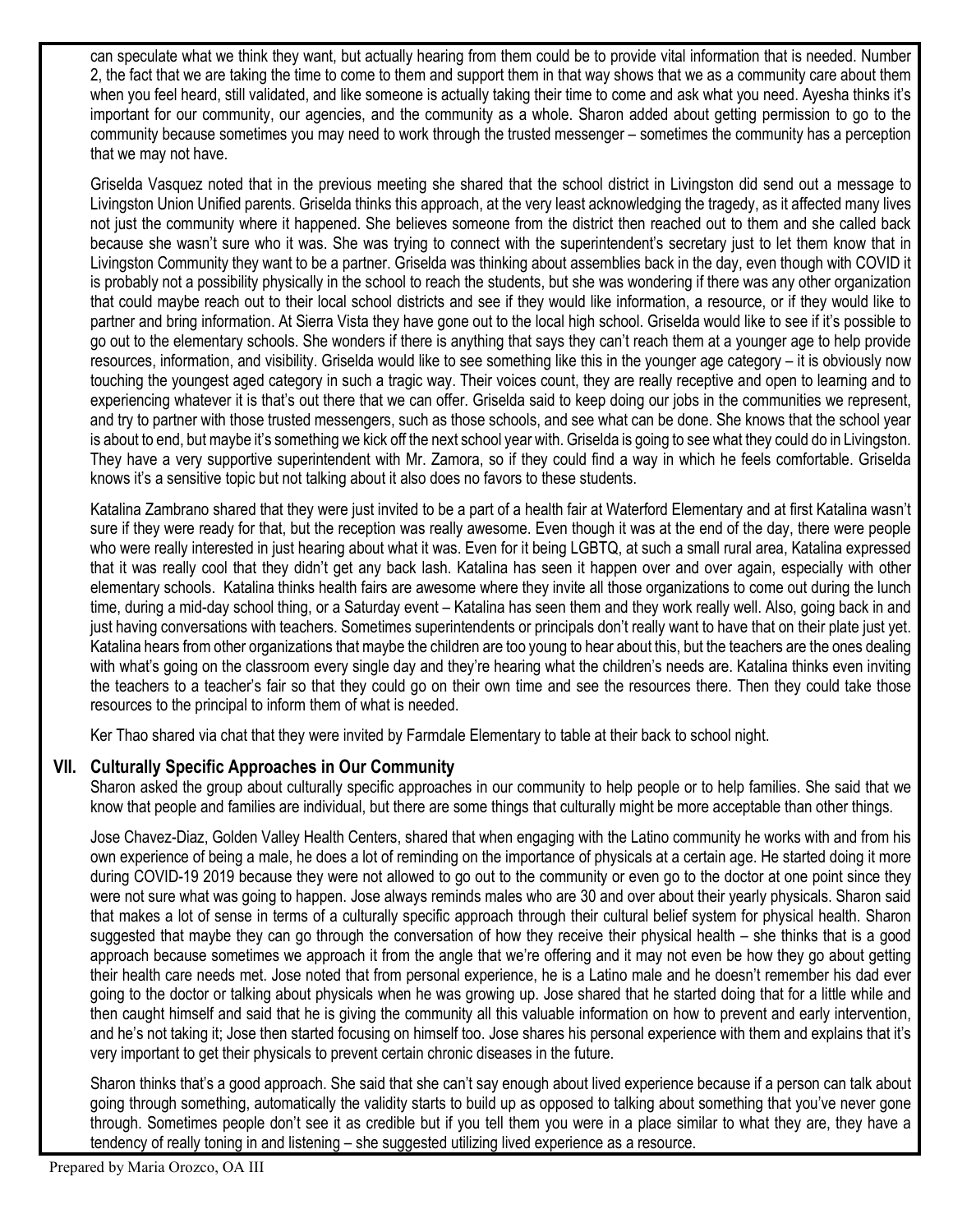can speculate what we think they want, but actually hearing from them could be to provide vital information that is needed. Number 2, the fact that we are taking the time to come to them and support them in that way shows that we as a community care about them when you feel heard, still validated, and like someone is actually taking their time to come and ask what you need. Ayesha thinks it's important for our community, our agencies, and the community as a whole. Sharon added about getting permission to go to the community because sometimes you may need to work through the trusted messenger – sometimes the community has a perception that we may not have.

Griselda Vasquez noted that in the previous meeting she shared that the school district in Livingston did send out a message to Livingston Union Unified parents. Griselda thinks this approach, at the very least acknowledging the tragedy, as it affected many lives not just the community where it happened. She believes someone from the district then reached out to them and she called back because she wasn't sure who it was. She was trying to connect with the superintendent's secretary just to let them know that in Livingston Community they want to be a partner. Griselda was thinking about assemblies back in the day, even though with COVID it is probably not a possibility physically in the school to reach the students, but she was wondering if there was any other organization that could maybe reach out to their local school districts and see if they would like information, a resource, or if they would like to partner and bring information. At Sierra Vista they have gone out to the local high school. Griselda would like to see if it's possible to go out to the elementary schools. She wonders if there is anything that says they can't reach them at a younger age to help provide resources, information, and visibility. Griselda would like to see something like this in the younger age category – it is obviously now touching the youngest aged category in such a tragic way. Their voices count, they are really receptive and open to learning and to experiencing whatever it is that's out there that we can offer. Griselda said to keep doing our jobs in the communities we represent, and try to partner with those trusted messengers, such as those schools, and see what can be done. She knows that the school year is about to end, but maybe it's something we kick off the next school year with. Griselda is going to see what they could do in Livingston. They have a very supportive superintendent with Mr. Zamora, so if they could find a way in which he feels comfortable. Griselda knows it's a sensitive topic but not talking about it also does no favors to these students.

Katalina Zambrano shared that they were just invited to be a part of a health fair at Waterford Elementary and at first Katalina wasn't sure if they were ready for that, but the reception was really awesome. Even though it was at the end of the day, there were people who were really interested in just hearing about what it was. Even for it being LGBTQ, at such a small rural area, Katalina expressed that it was really cool that they didn't get any back lash. Katalina has seen it happen over and over again, especially with other elementary schools. Katalina thinks health fairs are awesome where they invite all those organizations to come out during the lunch time, during a mid-day school thing, or a Saturday event – Katalina has seen them and they work really well. Also, going back in and just having conversations with teachers. Sometimes superintendents or principals don't really want to have that on their plate just yet. Katalina hears from other organizations that maybe the children are too young to hear about this, but the teachers are the ones dealing with what's going on the classroom every single day and they're hearing what the children's needs are. Katalina thinks even inviting the teachers to a teacher's fair so that they could go on their own time and see the resources there. Then they could take those resources to the principal to inform them of what is needed.

Ker Thao shared via chat that they were invited by Farmdale Elementary to table at their back to school night.

## VII. Culturally Specific Approaches in Our Community

Sharon asked the group about culturally specific approaches in our community to help people or to help families. She said that we know that people and families are individual, but there are some things that culturally might be more acceptable than other things.

Jose Chavez-Diaz, Golden Valley Health Centers, shared that when engaging with the Latino community he works with and from his own experience of being a male, he does a lot of reminding on the importance of physicals at a certain age. He started doing it more during COVID-19 2019 because they were not allowed to go out to the community or even go to the doctor at one point since they were not sure what was going to happen. Jose always reminds males who are 30 and over about their yearly physicals. Sharon said that makes a lot of sense in terms of a culturally specific approach through their cultural belief system for physical health. Sharon suggested that maybe they can go through the conversation of how they receive their physical health – she thinks that is a good approach because sometimes we approach it from the angle that we're offering and it may not even be how they go about getting their health care needs met. Jose noted that from personal experience, he is a Latino male and he doesn't remember his dad ever going to the doctor or talking about physicals when he was growing up. Jose shared that he started doing that for a little while and then caught himself and said that he is giving the community all this valuable information on how to prevent and early intervention, and he's not taking it; Jose then started focusing on himself too. Jose shares his personal experience with them and explains that it's very important to get their physicals to prevent certain chronic diseases in the future.

Sharon thinks that's a good approach. She said that she can't say enough about lived experience because if a person can talk about going through something, automatically the validity starts to build up as opposed to talking about something that you've never gone through. Sometimes people don't see it as credible but if you tell them you were in a place similar to what they are, they have a tendency of really toning in and listening – she suggested utilizing lived experience as a resource.

Prepared by Maria Orozco, OA III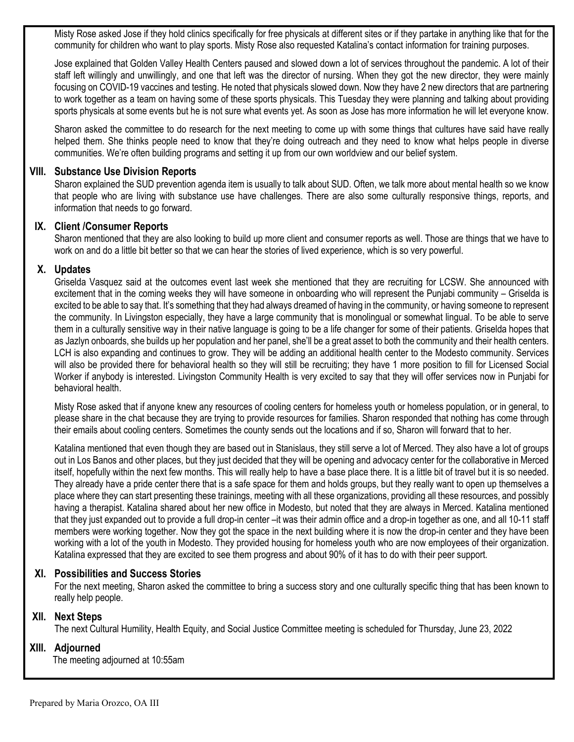Misty Rose asked Jose if they hold clinics specifically for free physicals at different sites or if they partake in anything like that for the community for children who want to play sports. Misty Rose also requested Katalina's contact information for training purposes.

Jose explained that Golden Valley Health Centers paused and slowed down a lot of services throughout the pandemic. A lot of their staff left willingly and unwillingly, and one that left was the director of nursing. When they got the new director, they were mainly focusing on COVID-19 vaccines and testing. He noted that physicals slowed down. Now they have 2 new directors that are partnering to work together as a team on having some of these sports physicals. This Tuesday they were planning and talking about providing sports physicals at some events but he is not sure what events yet. As soon as Jose has more information he will let everyone know.

Sharon asked the committee to do research for the next meeting to come up with some things that cultures have said have really helped them. She thinks people need to know that they're doing outreach and they need to know what helps people in diverse communities. We're often building programs and setting it up from our own worldview and our belief system.

## VIII. Substance Use Division Reports

Sharon explained the SUD prevention agenda item is usually to talk about SUD. Often, we talk more about mental health so we know that people who are living with substance use have challenges. There are also some culturally responsive things, reports, and information that needs to go forward.

## IX. Client /Consumer Reports

Sharon mentioned that they are also looking to build up more client and consumer reports as well. Those are things that we have to work on and do a little bit better so that we can hear the stories of lived experience, which is so very powerful.

## X. Updates

Griselda Vasquez said at the outcomes event last week she mentioned that they are recruiting for LCSW. She announced with excitement that in the coming weeks they will have someone in onboarding who will represent the Punjabi community – Griselda is excited to be able to say that. It's something that they had always dreamed of having in the community, or having someone to represent the community. In Livingston especially, they have a large community that is monolingual or somewhat lingual. To be able to serve them in a culturally sensitive way in their native language is going to be a life changer for some of their patients. Griselda hopes that as Jazlyn onboards, she builds up her population and her panel, she'll be a great asset to both the community and their health centers. LCH is also expanding and continues to grow. They will be adding an additional health center to the Modesto community. Services will also be provided there for behavioral health so they will still be recruiting; they have 1 more position to fill for Licensed Social Worker if anybody is interested. Livingston Community Health is very excited to say that they will offer services now in Punjabi for behavioral health.

Misty Rose asked that if anyone knew any resources of cooling centers for homeless youth or homeless population, or in general, to please share in the chat because they are trying to provide resources for families. Sharon responded that nothing has come through their emails about cooling centers. Sometimes the county sends out the locations and if so, Sharon will forward that to her.

Katalina mentioned that even though they are based out in Stanislaus, they still serve a lot of Merced. They also have a lot of groups out in Los Banos and other places, but they just decided that they will be opening and advocacy center for the collaborative in Merced itself, hopefully within the next few months. This will really help to have a base place there. It is a little bit of travel but it is so needed. They already have a pride center there that is a safe space for them and holds groups, but they really want to open up themselves a place where they can start presenting these trainings, meeting with all these organizations, providing all these resources, and possibly having a therapist. Katalina shared about her new office in Modesto, but noted that they are always in Merced. Katalina mentioned that they just expanded out to provide a full drop-in center –it was their admin office and a drop-in together as one, and all 10-11 staff members were working together. Now they got the space in the next building where it is now the drop-in center and they have been working with a lot of the youth in Modesto. They provided housing for homeless youth who are now employees of their organization. Katalina expressed that they are excited to see them progress and about 90% of it has to do with their peer support.

## XI. Possibilities and Success Stories

For the next meeting, Sharon asked the committee to bring a success story and one culturally specific thing that has been known to really help people.

## XII. Next Steps

The next Cultural Humility, Health Equity, and Social Justice Committee meeting is scheduled for Thursday, June 23, 2022

## XIII. Adjourned

The meeting adjourned at 10:55am

Prepared by Maria Orozco, OA III